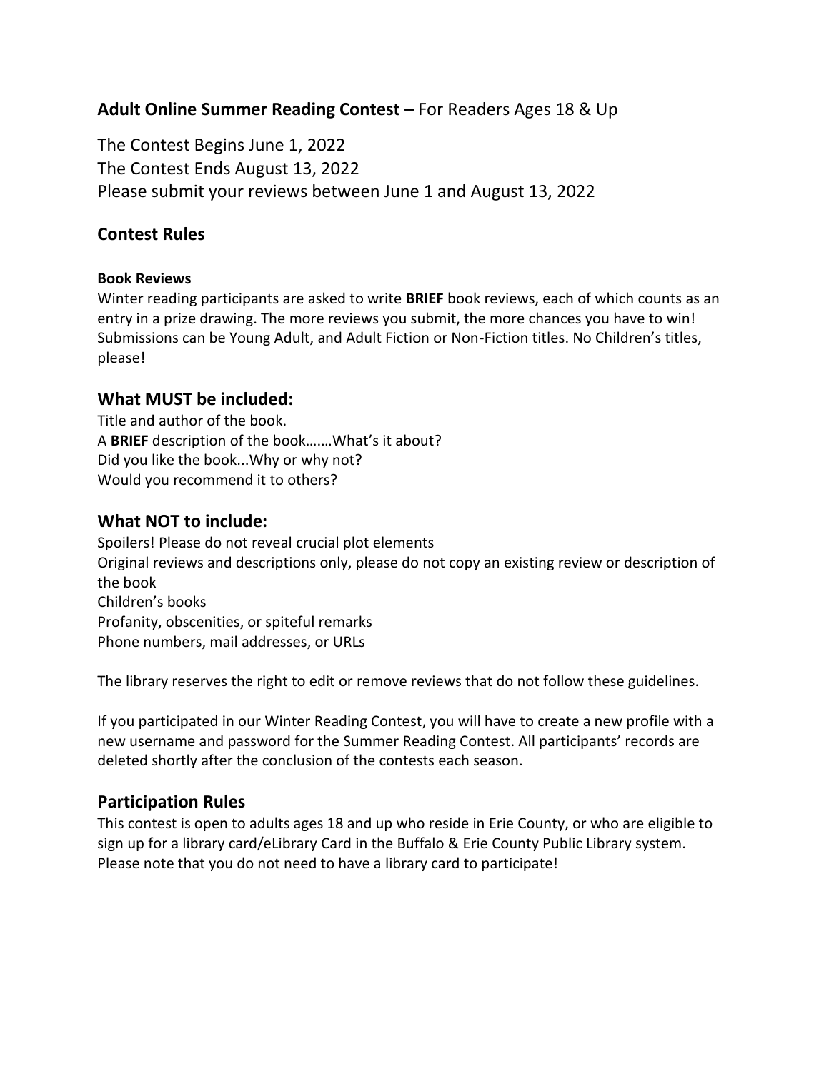## **Adult Online Summer Reading Contest –** For Readers Ages 18 & Up

The Contest Begins June 1, 2022
The Contest Ends August 13, 2022
Please submit your reviews between June 1 and August 13, 2022

## Contest Rules

#### Book Reviews

Winter reading participants are asked to write **BRIEF** book reviews, each of which counts as an entry in a prize drawing. The more reviews you submit, the more chances you have to win! Submissions can be Young Adult, and Adult Fiction or Non-Fiction titles. No Children's titles, please!

## What MUST be included:

Title and author of the book.
A **BRIEF** description of the book…….What's it about?
Did you like the book...Why or why not?
Would you recommend it to others?

## What NOT to include:

Spoilers! Please do not reveal crucial plot elements
Original reviews and descriptions only, please do not copy an existing review or description of the book
Children's books
Profanity, obscenities, or spiteful remarks
Phone numbers, mail addresses, or URLs

The library reserves the right to edit or remove reviews that do not follow these guidelines.

If you participated in our Winter Reading Contest, you will have to create a new profile with a new username and password for the Summer Reading Contest. All participants' records are deleted shortly after the conclusion of the contests each season.

## Participation Rules

This contest is open to adults ages 18 and up who reside in Erie County, or who are eligible to sign up for a library card/eLibrary Card in the Buffalo & Erie County Public Library system. Please note that you do not need to have a library card to participate!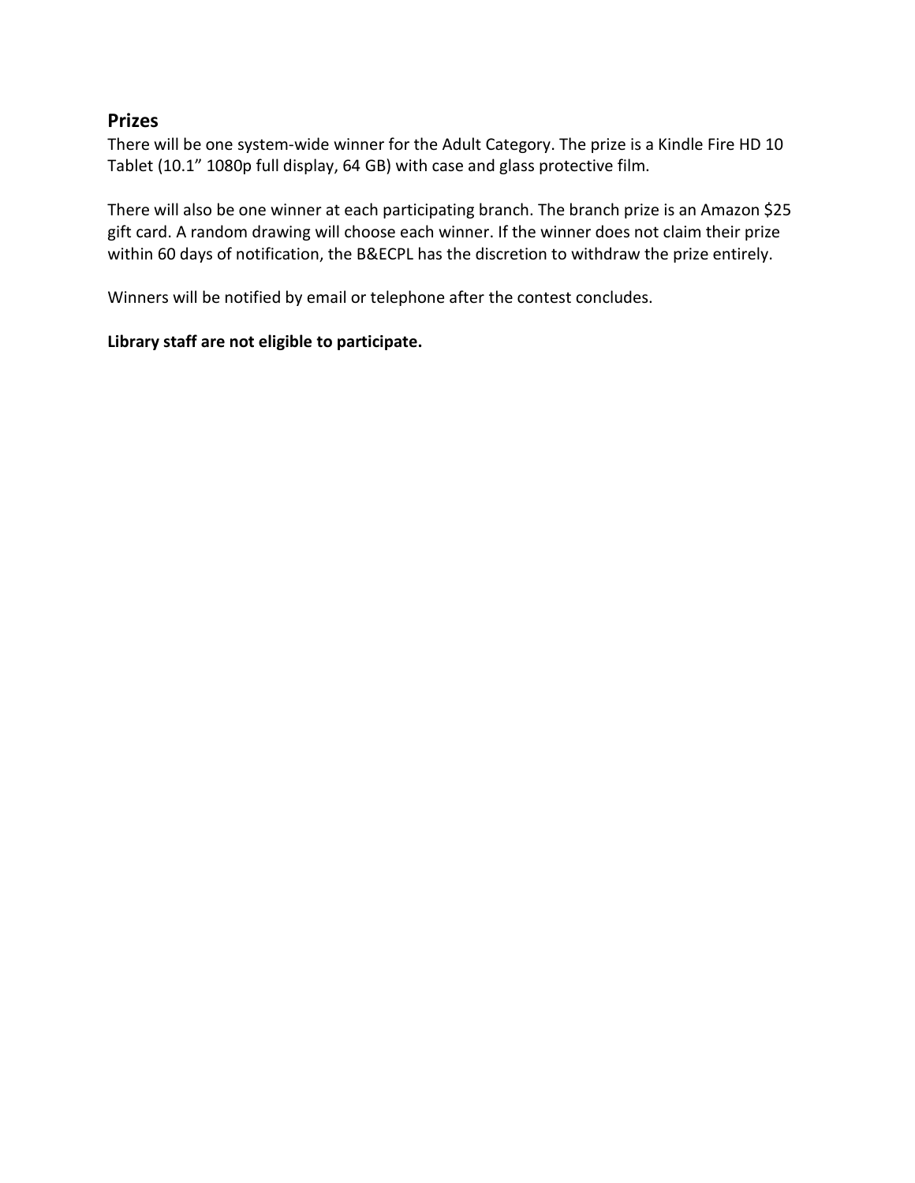## Prizes

There will be one system-wide winner for the Adult Category. The prize is a Kindle Fire HD 10 Tablet (10.1” 1080p full display, 64 GB) with case and glass protective film.

There will also be one winner at each participating branch. The branch prize is an Amazon $25 gift card. A random drawing will choose each winner. If the winner does not claim their prize within 60 days of notification, the B&ECPL has the discretion to withdraw the prize entirely.

Winners will be notified by email or telephone after the contest concludes.

**Library staff are not eligible to participate.**